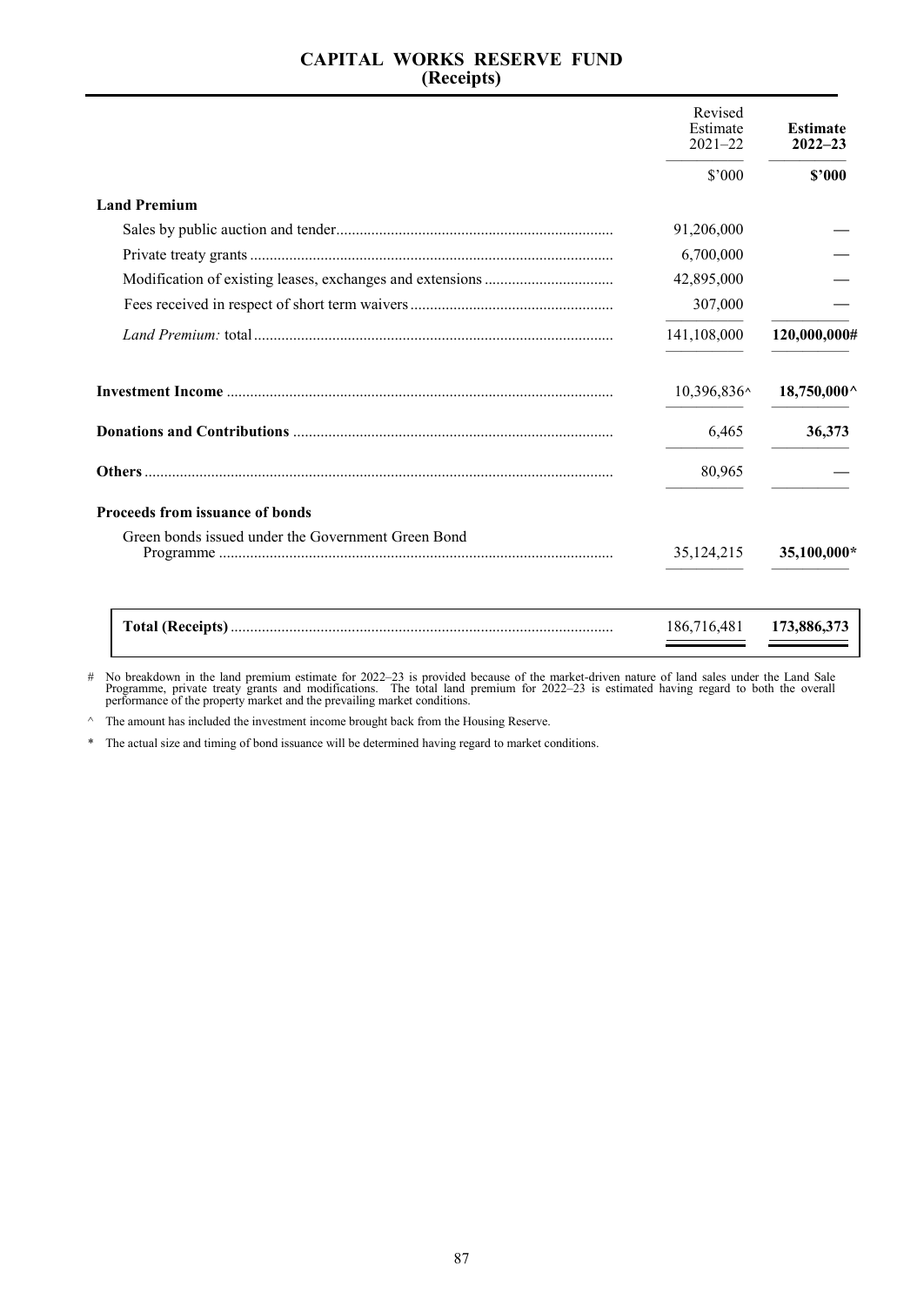# CAPITAL WORKS RESERVE FUND
## (Receipts)

| | Revised Estimate 2021–22 | **Estimate 2022–23** |
|---|---|---|
| | $'000 | **$'000** |
| **Land Premium** | | |
| Sales by public auction and tender | 91,206,000 | — |
| Private treaty grants | 6,700,000 | — |
| Modification of existing leases, exchanges and extensions | 42,895,000 | — |
| Fees received in respect of short term waivers | 307,000 | — |
| *Land Premium:* total | 141,108,000 | **120,000,000#** |
| **Investment Income** | 10,396,836^ | **18,750,000^** |
| **Donations and Contributions** | 6,465 | **36,373** |
| **Others** | 80,965 | — |
| **Proceeds from issuance of bonds** | | |
| Green bonds issued under the Government Green Bond Programme | 35,124,215 | **35,100,000*** |
| **Total (Receipts)** | 186,716,481 | **173,886,373** |

\# No breakdown in the land premium estimate for 2022–23 is provided because of the market-driven nature of land sales under the Land Sale Programme, private treaty grants and modifications. The total land premium for 2022–23 is estimated having regard to both the overall performance of the property market and the prevailing market conditions.

^ The amount has included the investment income brought back from the Housing Reserve.

\* The actual size and timing of bond issuance will be determined having regard to market conditions.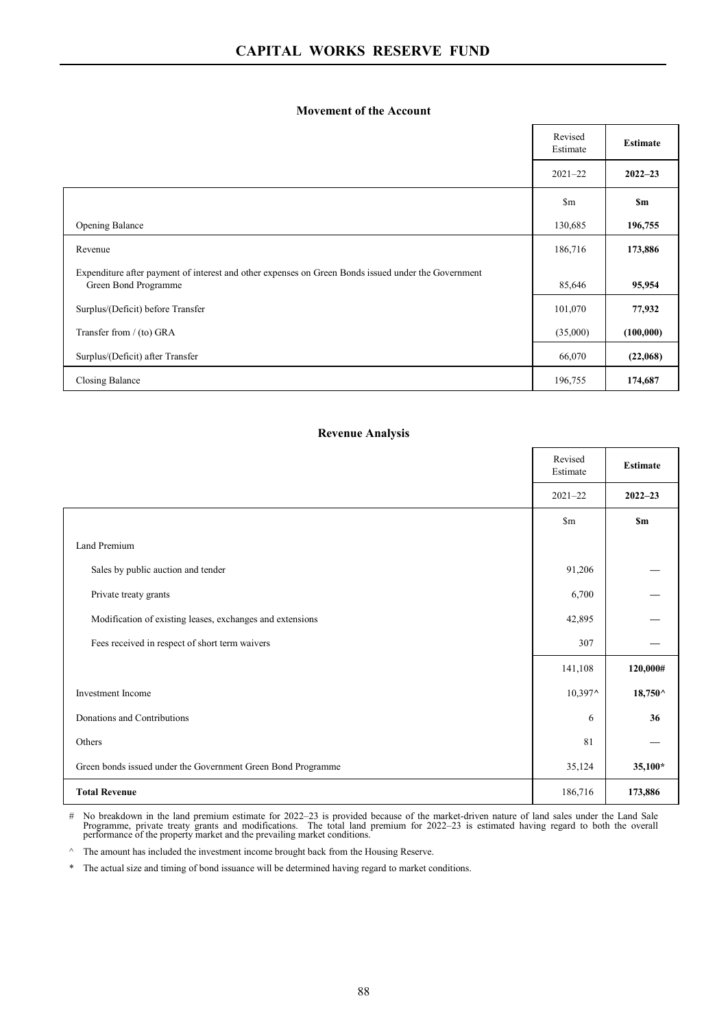# CAPITAL WORKS RESERVE FUND

## Movement of the Account

| | Revised Estimate | **Estimate** |
|---|---|---|
| | 2021–22 | **2022–23** |
| | $m | **$m** |
| Opening Balance | 130,685 | **196,755** |
| Revenue | 186,716 | **173,886** |
| Expenditure after payment of interest and other expenses on Green Bonds issued under the Government Green Bond Programme | 85,646 | **95,954** |
| Surplus/(Deficit) before Transfer | 101,070 | **77,932** |
| Transfer from / (to) GRA | (35,000) | **(100,000)** |
| Surplus/(Deficit) after Transfer | 66,070 | **(22,068)** |
| Closing Balance | 196,755 | **174,687** |

## Revenue Analysis

| | Revised Estimate | **Estimate** |
|---|---|---|
| | 2021–22 | **2022–23** |
| | $m | **$m** |
| Land Premium | | |
| Sales by public auction and tender | 91,206 | — |
| Private treaty grants | 6,700 | — |
| Modification of existing leases, exchanges and extensions | 42,895 | — |
| Fees received in respect of short term waivers | 307 | — |
| | 141,108 | **120,000#** |
| Investment Income | 10,397^ | **18,750^** |
| Donations and Contributions | 6 | **36** |
| Others | 81 | — |
| Green bonds issued under the Government Green Bond Programme | 35,124 | **35,100*** |
| **Total Revenue** | 186,716 | **173,886** |

# No breakdown in the land premium estimate for 2022–23 is provided because of the market-driven nature of land sales under the Land Sale Programme, private treaty grants and modifications. The total land premium for 2022–23 is estimated having regard to both the overall performance of the property market and the prevailing market conditions.

^ The amount has included the investment income brought back from the Housing Reserve.

\* The actual size and timing of bond issuance will be determined having regard to market conditions.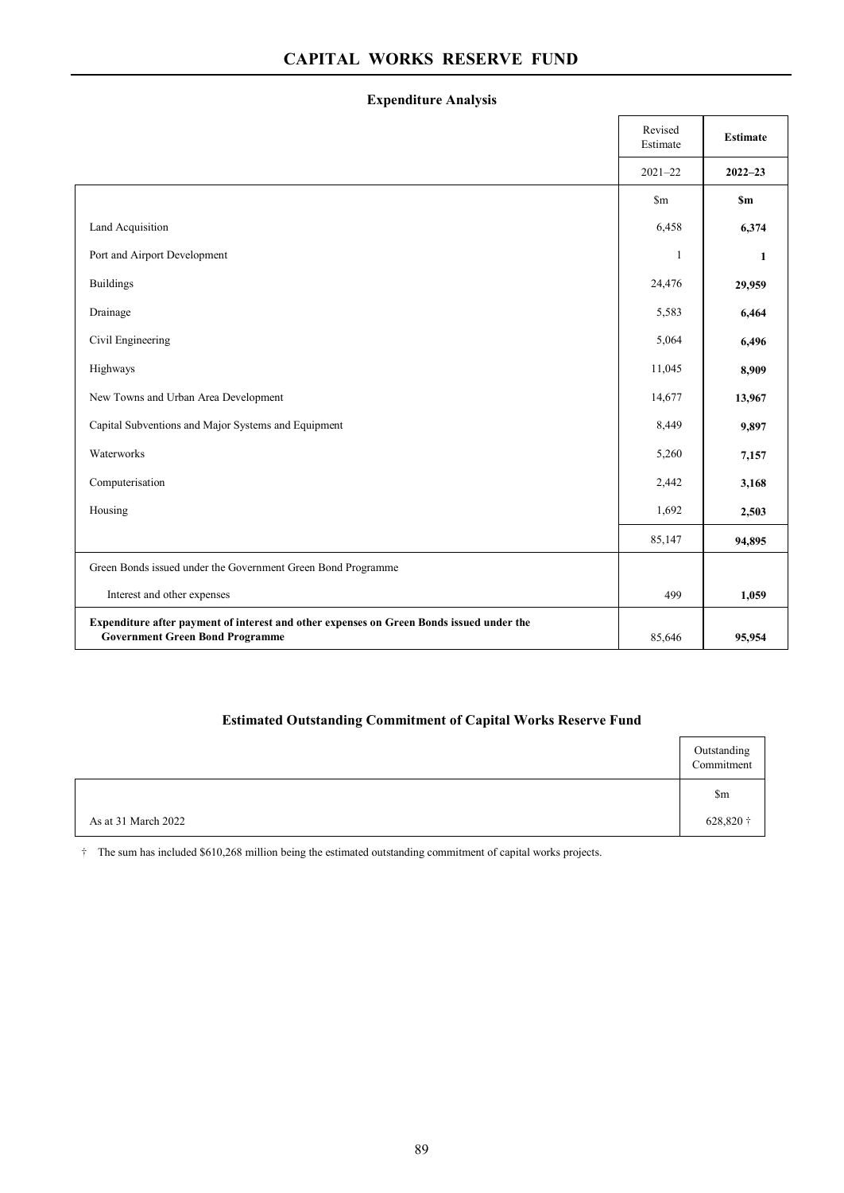# CAPITAL WORKS RESERVE FUND

## Expenditure Analysis

| | Revised Estimate 2021–22 | **Estimate 2022–23** |
|---|---|---|
| | $m | **$m** |
| Land Acquisition | 6,458 | **6,374** |
| Port and Airport Development | 1 | **1** |
| Buildings | 24,476 | **29,959** |
| Drainage | 5,583 | **6,464** |
| Civil Engineering | 5,064 | **6,496** |
| Highways | 11,045 | **8,909** |
| New Towns and Urban Area Development | 14,677 | **13,967** |
| Capital Subventions and Major Systems and Equipment | 8,449 | **9,897** |
| Waterworks | 5,260 | **7,157** |
| Computerisation | 2,442 | **3,168** |
| Housing | 1,692 | **2,503** |
| | 85,147 | **94,895** |
| Green Bonds issued under the Government Green Bond Programme | | |
| Interest and other expenses | 499 | **1,059** |
| **Expenditure after payment of interest and other expenses on Green Bonds issued under the Government Green Bond Programme** | 85,646 | **95,954** |

## Estimated Outstanding Commitment of Capital Works Reserve Fund

| | Outstanding Commitment |
|---|---|
| | $m |
| As at 31 March 2022 | 628,820 † |

† The sum has included $610,268 million being the estimated outstanding commitment of capital works projects.